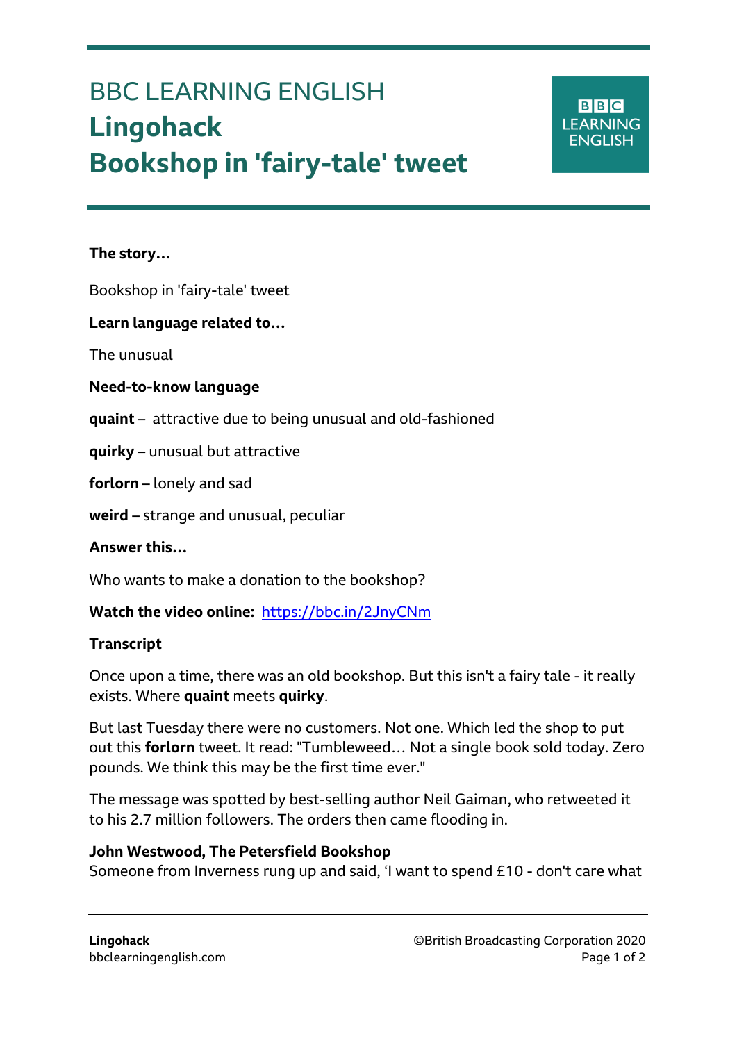# BBC LEARNING ENGLISH
# Lingohack
# Bookshop in 'fairy-tale' tweet

**The story…**

Bookshop in 'fairy-tale' tweet

**Learn language related to…**

The unusual

**Need-to-know language**

**quaint** – attractive due to being unusual and old-fashioned

**quirky** – unusual but attractive

**forlorn** – lonely and sad

**weird** – strange and unusual, peculiar

**Answer this…**

Who wants to make a donation to the bookshop?

**Watch the video online:** https://bbc.in/2JnyCNm

**Transcript**

Once upon a time, there was an old bookshop. But this isn't a fairy tale - it really exists. Where **quaint** meets **quirky**.

But last Tuesday there were no customers. Not one. Which led the shop to put out this **forlorn** tweet. It read: "Tumbleweed… Not a single book sold today. Zero pounds. We think this may be the first time ever."

The message was spotted by best-selling author Neil Gaiman, who retweeted it to his 2.7 million followers. The orders then came flooding in.

**John Westwood, The Petersfield Bookshop**
Someone from Inverness rung up and said, 'I want to spend £10 - don't care what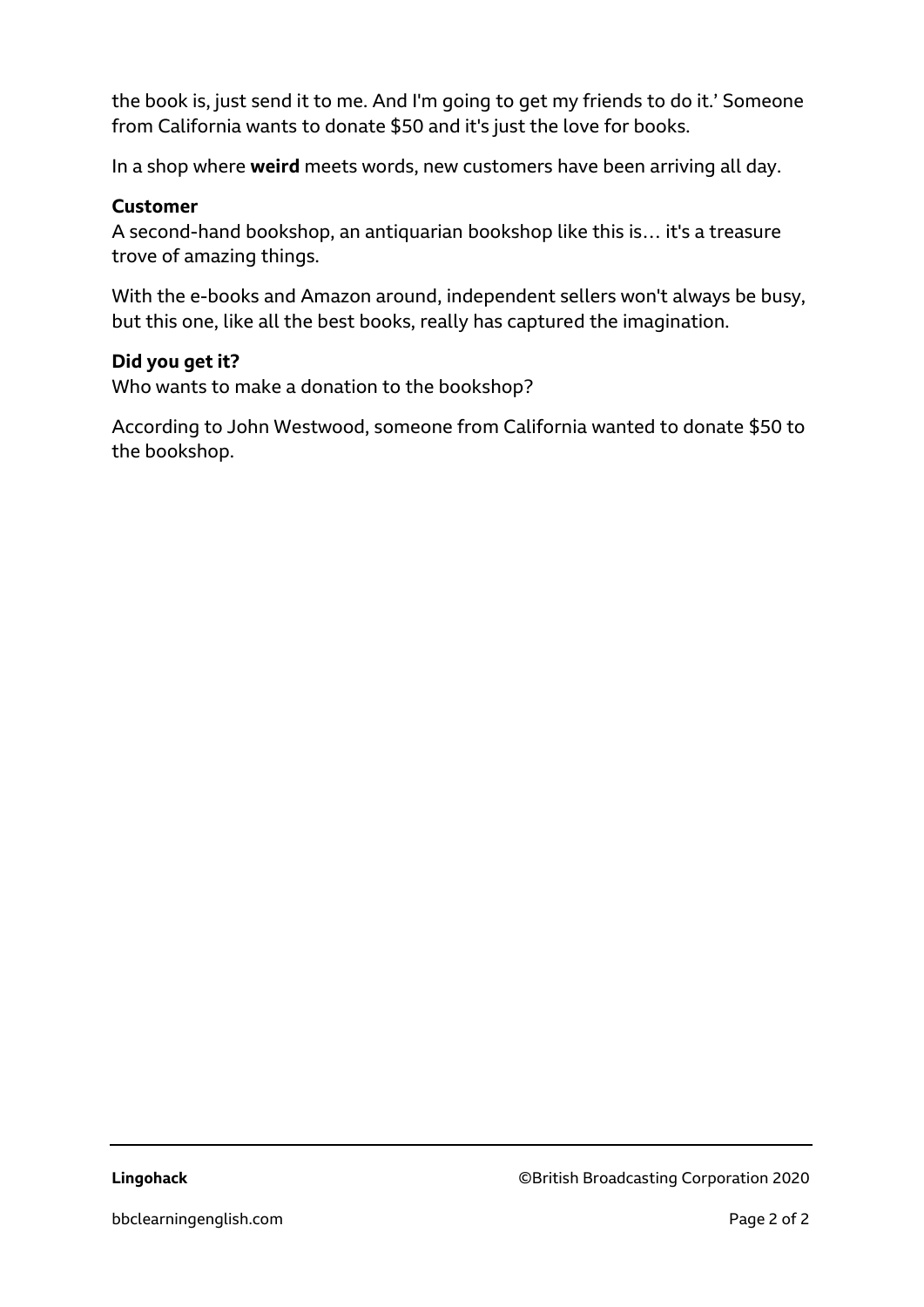the book is, just send it to me. And I'm going to get my friends to do it.' Someone from California wants to donate $50 and it's just the love for books.

In a shop where **weird** meets words, new customers have been arriving all day.

**Customer**
A second-hand bookshop, an antiquarian bookshop like this is… it's a treasure trove of amazing things.

With the e-books and Amazon around, independent sellers won't always be busy, but this one, like all the best books, really has captured the imagination.

**Did you get it?**
Who wants to make a donation to the bookshop?

According to John Westwood, someone from California wanted to donate $50 to the bookshop.